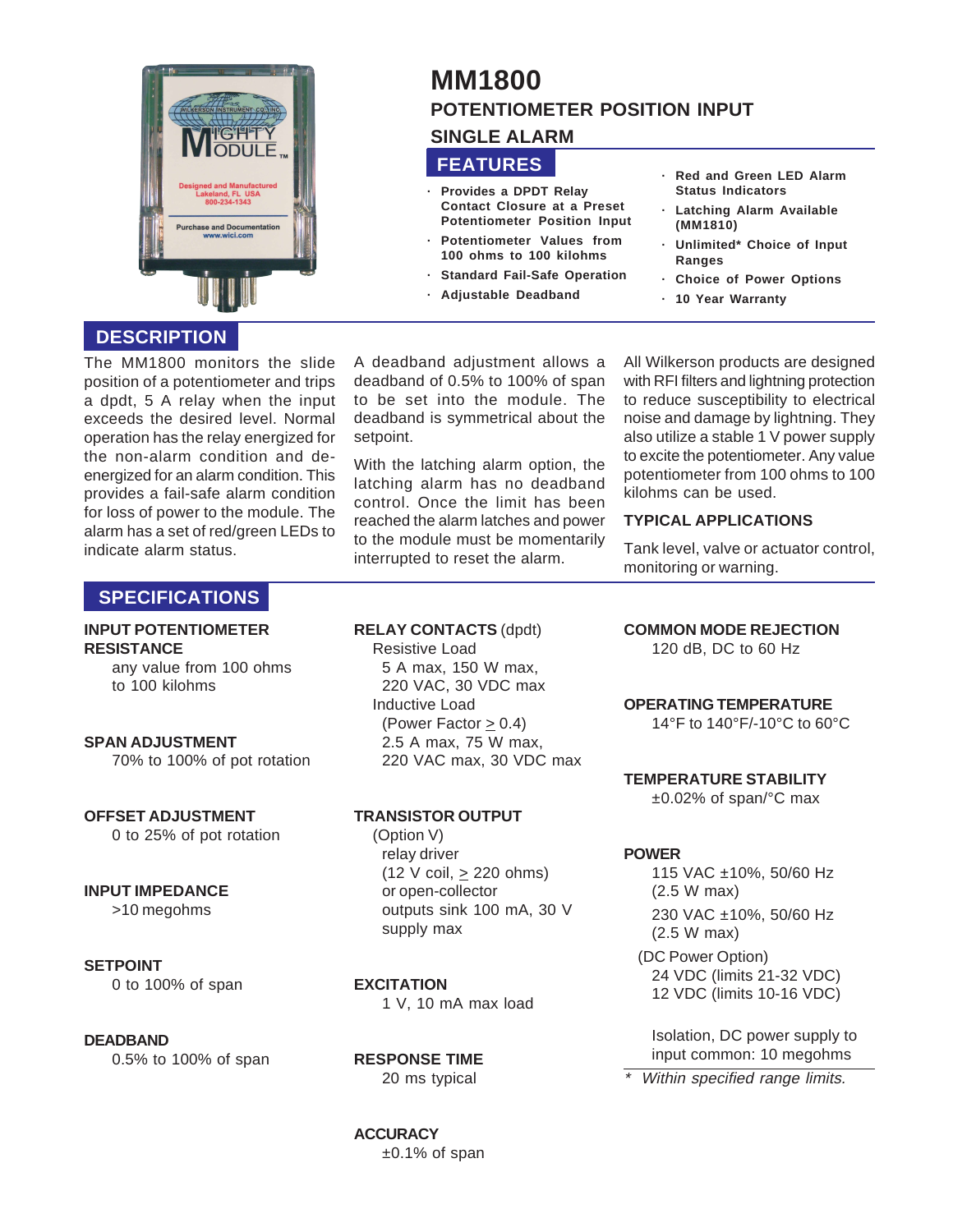# MM1800

## POTENTIOMETER POSITION INPUT

## SINGLE ALARM

### FEATURES

- Provides a DPDT Relay Contact Closure at a Preset Potentiometer Position Input
- Potentiometer Values from 100 ohms to 100 kilohms
- Standard Fail-Safe Operation
- Adjustable Deadband
- Red and Green LED Alarm Status Indicators
- Latching Alarm Available (MM1810)
- Unlimited* Choice of Input Ranges
- Choice of Power Options
- 10 Year Warranty

## DESCRIPTION

The MM1800 monitors the slide position of a potentiometer and trips a dpdt, 5 A relay when the input exceeds the desired level. Normal operation has the relay energized for the non-alarm condition and de-energized for an alarm condition. This provides a fail-safe alarm condition for loss of power to the module. The alarm has a set of red/green LEDs to indicate alarm status.

A deadband adjustment allows a deadband of 0.5% to 100% of span to be set into the module. The deadband is symmetrical about the setpoint.

With the latching alarm option, the latching alarm has no deadband control. Once the limit has been reached the alarm latches and power to the module must be momentarily interrupted to reset the alarm.

All Wilkerson products are designed with RFI filters and lightning protection to reduce susceptibility to electrical noise and damage by lightning. They also utilize a stable 1 V power supply to excite the potentiometer. Any value potentiometer from 100 ohms to 100 kilohms can be used.

### TYPICAL APPLICATIONS

Tank level, valve or actuator control, monitoring or warning.

## SPECIFICATIONS

**INPUT POTENTIOMETER RESISTANCE**
any value from 100 ohms to 100 kilohms

**SPAN ADJUSTMENT**
70% to 100% of pot rotation

**OFFSET ADJUSTMENT**
0 to 25% of pot rotation

**INPUT IMPEDANCE**
>10 megohms

**SETPOINT**
0 to 100% of span

**DEADBAND**
0.5% to 100% of span

**RELAY CONTACTS** (dpdt)
Resistive Load
5 A max, 150 W max,
220 VAC, 30 VDC max
Inductive Load
(Power Factor ≥ 0.4)
2.5 A max, 75 W max,
220 VAC max, 30 VDC max

**TRANSISTOR OUTPUT**
(Option V)
relay driver
(12 V coil, ≥ 220 ohms)
or open-collector
outputs sink 100 mA, 30 V supply max

**EXCITATION**
1 V, 10 mA max load

**RESPONSE TIME**
20 ms typical

**ACCURACY**
±0.1% of span

**COMMON MODE REJECTION**
120 dB, DC to 60 Hz

**OPERATING TEMPERATURE**
14°F to 140°F/-10°C to 60°C

**TEMPERATURE STABILITY**
±0.02% of span/°C max

**POWER**
115 VAC ±10%, 50/60 Hz
(2.5 W max)
230 VAC ±10%, 50/60 Hz
(2.5 W max)
(DC Power Option)
24 VDC (limits 21-32 VDC)
12 VDC (limits 10-16 VDC)

Isolation, DC power supply to input common: 10 megohms

\* *Within specified range limits.*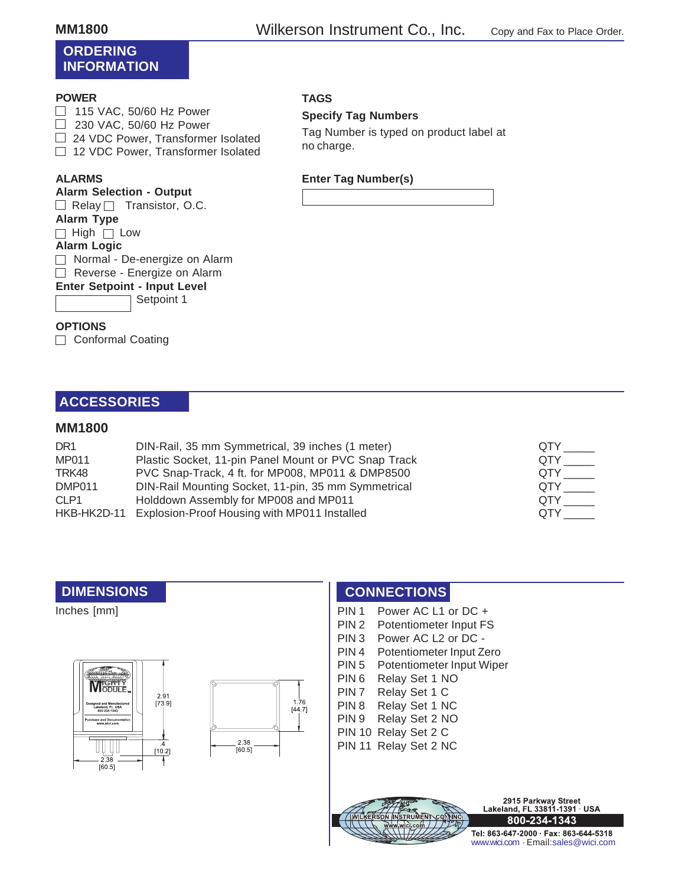## ORDERING INFORMATION

### POWER

- ☐ 115 VAC, 50/60 Hz Power
- ☐ 230 VAC, 50/60 Hz Power
- ☐ 24 VDC Power, Transformer Isolated
- ☐ 12 VDC Power, Transformer Isolated

### ALARMS

**Alarm Selection - Output**

☐ Relay ☐ Transistor, O.C.

**Alarm Type**

☐ High ☐ Low

**Alarm Logic**

- ☐ Normal - De-energize on Alarm
- ☐ Reverse - Energize on Alarm

**Enter Setpoint - Input Level**

\_\_\_\_\_\_\_\_\_\_ Setpoint 1

### OPTIONS

☐ Conformal Coating

### TAGS

**Specify Tag Numbers**

Tag Number is typed on product label at no charge.

**Enter Tag Number(s)**

\_\_\_\_\_\_\_\_\_\_\_\_\_\_\_\_\_\_\_\_

## ACCESSORIES

### MM1800

| | | |
|---|---|---|
| DR1 | DIN-Rail, 35 mm Symmetrical, 39 inches (1 meter) | QTY \_\_\_\_\_ |
| MP011 | Plastic Socket, 11-pin Panel Mount or PVC Snap Track | QTY \_\_\_\_\_ |
| TRK48 | PVC Snap-Track, 4 ft. for MP008, MP011 & DMP8500 | QTY \_\_\_\_\_ |
| DMP011 | DIN-Rail Mounting Socket, 11-pin, 35 mm Symmetrical | QTY \_\_\_\_\_ |
| CLP1 | Holddown Assembly for MP008 and MP011 | QTY \_\_\_\_\_ |
| HKB-HK2D-11 | Explosion-Proof Housing with MP011 Installed | QTY \_\_\_\_\_ |

## DIMENSIONS

Inches [mm]

MIGHTY MODULE

Designed and Manufactured Lakeland, FL USA 800-234-1343

Purchase and Documentation www.wici.com

2.91 [73.9]

.4 [10.2]

2.38 [60.5]

1.76 [44.7]

2.38 [60.5]

## CONNECTIONS

| | |
|---|---|
| PIN 1 | Power AC L1 or DC + |
| PIN 2 | Potentiometer Input FS |
| PIN 3 | Power AC L2 or DC - |
| PIN 4 | Potentiometer Input Zero |
| PIN 5 | Potentiometer Input Wiper |
| PIN 6 | Relay Set 1 NO |
| PIN 7 | Relay Set 1 C |
| PIN 8 | Relay Set 1 NC |
| PIN 9 | Relay Set 2 NO |
| PIN 10 | Relay Set 2 C |
| PIN 11 | Relay Set 2 NC |

WILKERSON INSTRUMENT CO., INC.
www.wici.com

2915 Parkway Street
Lakeland, FL 33811-1391 · USA
800-234-1343
Tel: 863-647-2000 · Fax: 863-644-5318
www.wici.com · Email: sales@wici.com